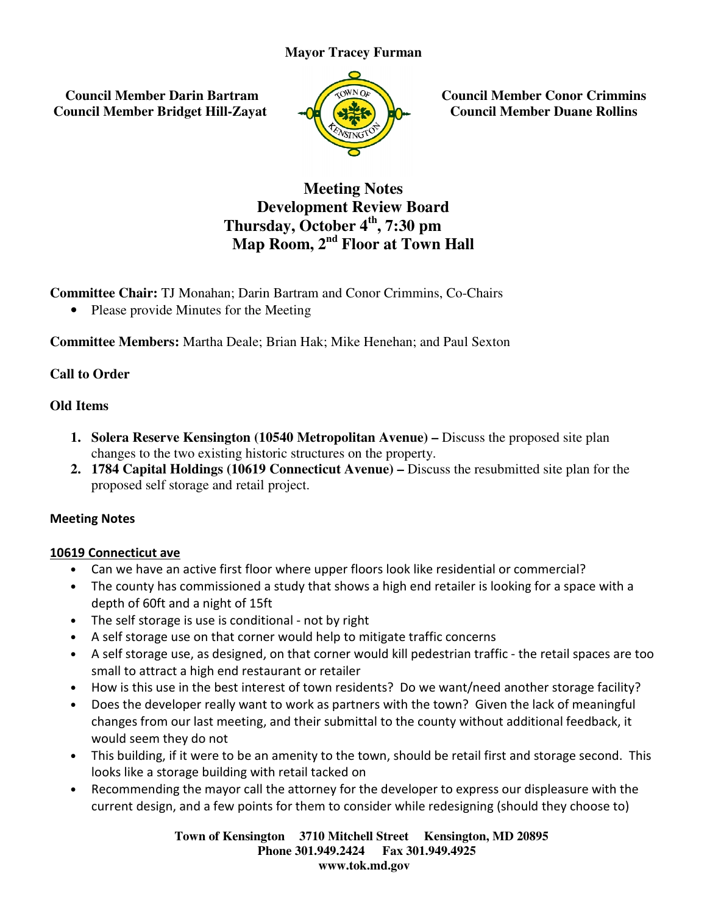**Mayor Tracey Furman**

**Council Member Darin Bartram**
**Council Member Bridget Hill-Zayat**

**Council Member Conor Crimmins**
**Council Member Duane Rollins**

# Meeting Notes
## Development Review Board
## Thursday, October 4th, 7:30 pm
## Map Room, 2nd Floor at Town Hall

**Committee Chair:** TJ Monahan; Darin Bartram and Conor Crimmins, Co-Chairs

- Please provide Minutes for the Meeting

**Committee Members:** Martha Deale; Brian Hak; Mike Henehan; and Paul Sexton

**Call to Order**

**Old Items**

1. **Solera Reserve Kensington (10540 Metropolitan Avenue) –** Discuss the proposed site plan changes to the two existing historic structures on the property.
2. **1784 Capital Holdings (10619 Connecticut Avenue) –** Discuss the resubmitted site plan for the proposed self storage and retail project.

**Meeting Notes**

**10619 Connecticut ave**

- Can we have an active first floor where upper floors look like residential or commercial?
- The county has commissioned a study that shows a high end retailer is looking for a space with a depth of 60ft and a night of 15ft
- The self storage is use is conditional - not by right
- A self storage use on that corner would help to mitigate traffic concerns
- A self storage use, as designed, on that corner would kill pedestrian traffic - the retail spaces are too small to attract a high end restaurant or retailer
- How is this use in the best interest of town residents? Do we want/need another storage facility?
- Does the developer really want to work as partners with the town? Given the lack of meaningful changes from our last meeting, and their submittal to the county without additional feedback, it would seem they do not
- This building, if it were to be an amenity to the town, should be retail first and storage second. This looks like a storage building with retail tacked on
- Recommending the mayor call the attorney for the developer to express our displeasure with the current design, and a few points for them to consider while redesigning (should they choose to)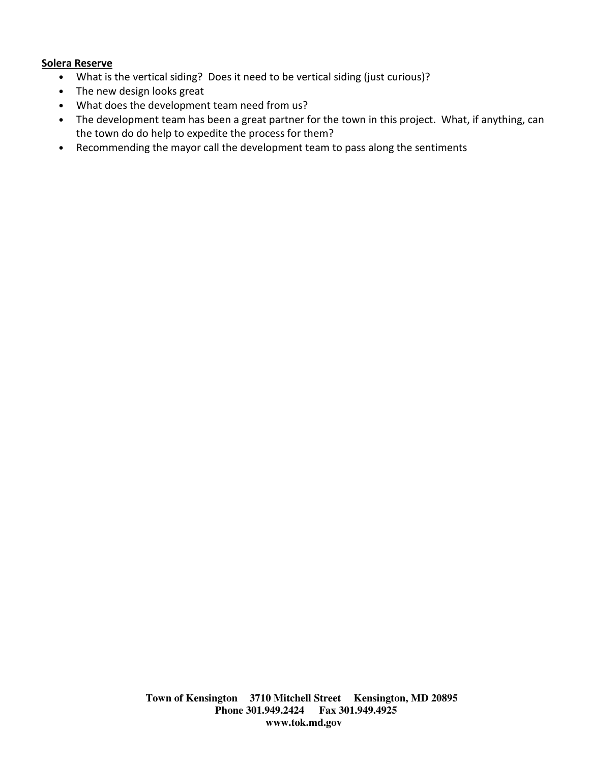**Solera Reserve**

- What is the vertical siding?  Does it need to be vertical siding (just curious)?
- The new design looks great
- What does the development team need from us?
- The development team has been a great partner for the town in this project.  What, if anything, can the town do do help to expedite the process for them?
- Recommending the mayor call the development team to pass along the sentiments

Town of Kensington     3710 Mitchell Street     Kensington, MD 20895
Phone 301.949.2424     Fax 301.949.4925
www.tok.md.gov